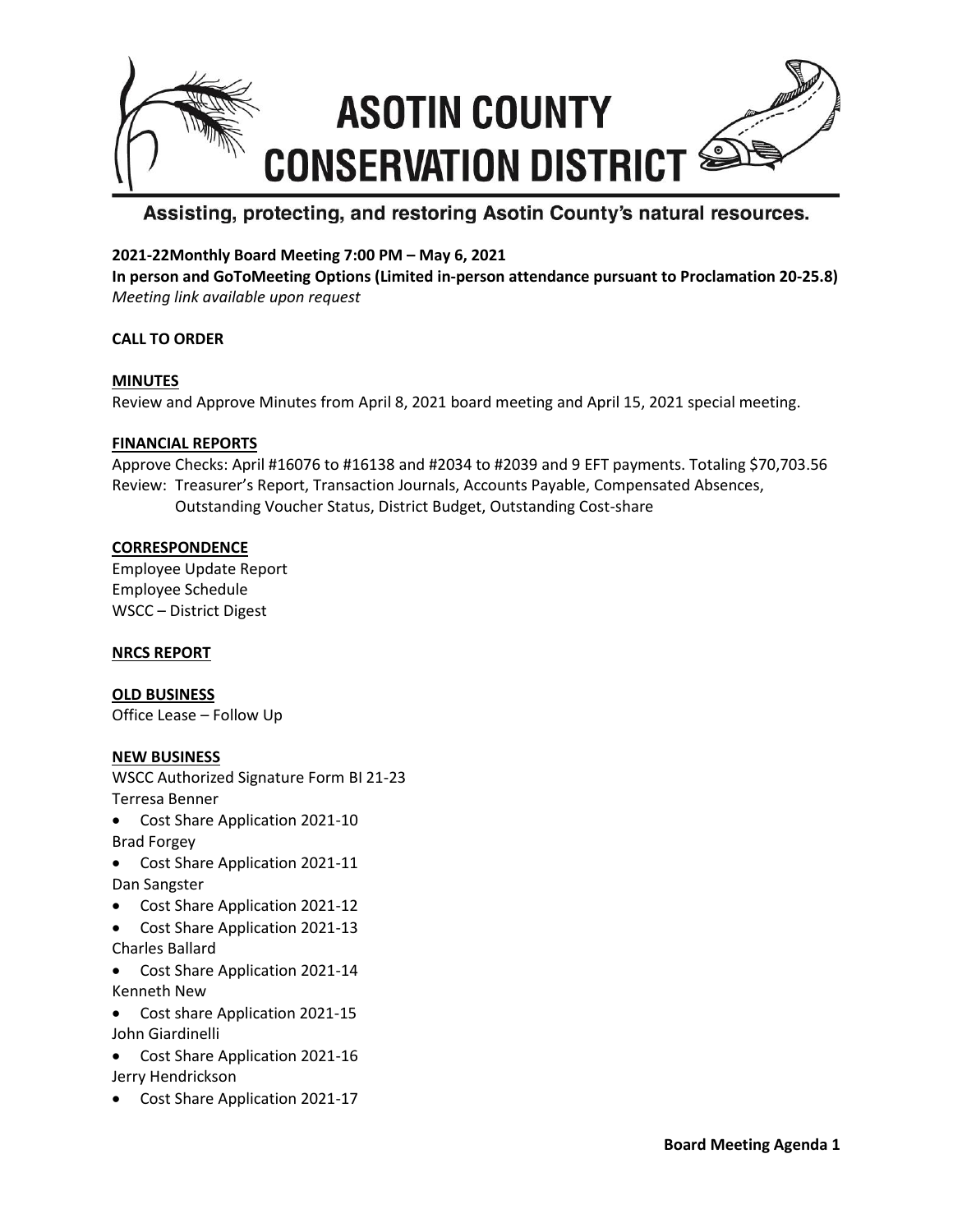# ASOTIN COUNTY CONSERVATION DISTRICT

Assisting, protecting, and restoring Asotin County's natural resources.

**2021-22Monthly Board Meeting 7:00 PM – May 6, 2021**

**In person and GoToMeeting Options (Limited in-person attendance pursuant to Proclamation 20-25.8)**

*Meeting link available upon request*

**CALL TO ORDER**

**MINUTES**

Review and Approve Minutes from April 8, 2021 board meeting and April 15, 2021 special meeting.

**FINANCIAL REPORTS**

Approve Checks: April #16076 to #16138 and #2034 to #2039 and 9 EFT payments. Totaling $70,703.56

Review: Treasurer's Report, Transaction Journals, Accounts Payable, Compensated Absences, Outstanding Voucher Status, District Budget, Outstanding Cost-share

**CORRESPONDENCE**

Employee Update Report

Employee Schedule

WSCC – District Digest

**NRCS REPORT**

**OLD BUSINESS**

Office Lease – Follow Up

**NEW BUSINESS**

WSCC Authorized Signature Form BI 21-23

Terresa Benner

- Cost Share Application 2021-10

Brad Forgey

- Cost Share Application 2021-11

Dan Sangster

- Cost Share Application 2021-12
- Cost Share Application 2021-13

Charles Ballard

- Cost Share Application 2021-14

Kenneth New

- Cost share Application 2021-15

John Giardinelli

- Cost Share Application 2021-16

Jerry Hendrickson

- Cost Share Application 2021-17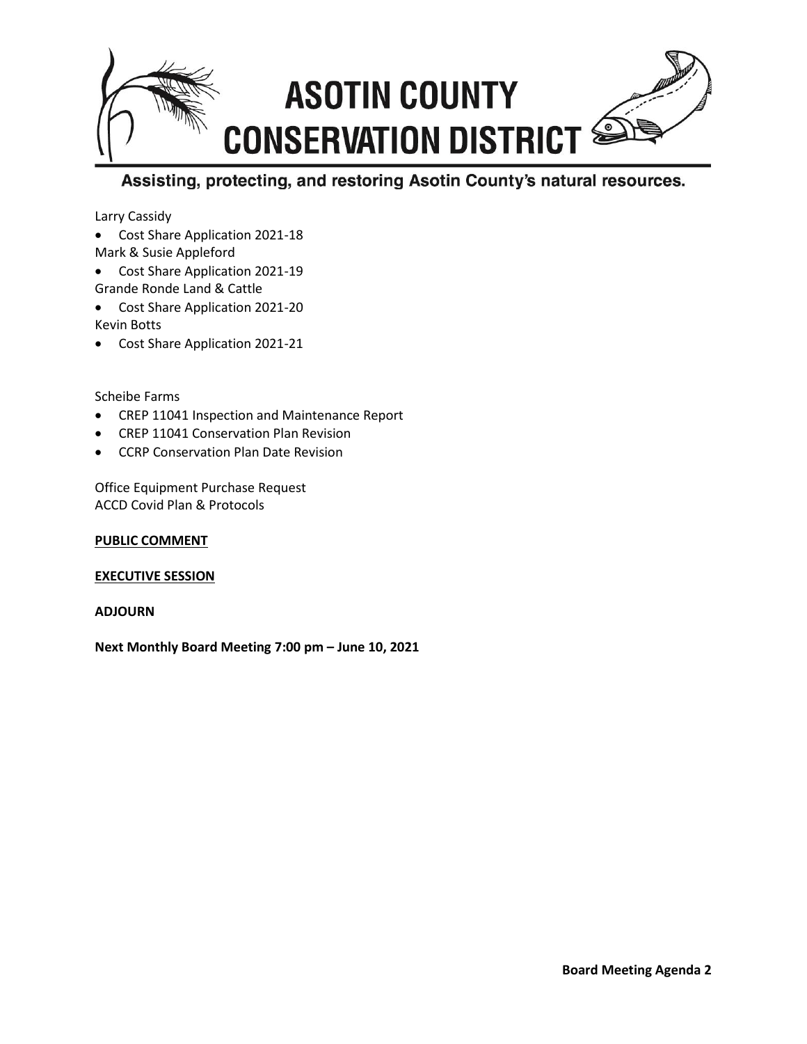Larry Cassidy

- Cost Share Application 2021-18

Mark & Susie Appleford

- Cost Share Application 2021-19

Grande Ronde Land & Cattle

- Cost Share Application 2021-20

Kevin Botts

- Cost Share Application 2021-21

Scheibe Farms

- CREP 11041 Inspection and Maintenance Report
- CREP 11041 Conservation Plan Revision
- CCRP Conservation Plan Date Revision

Office Equipment Purchase Request
ACCD Covid Plan & Protocols

**PUBLIC COMMENT**

**EXECUTIVE SESSION**

**ADJOURN**

**Next Monthly Board Meeting 7:00 pm – June 10, 2021**